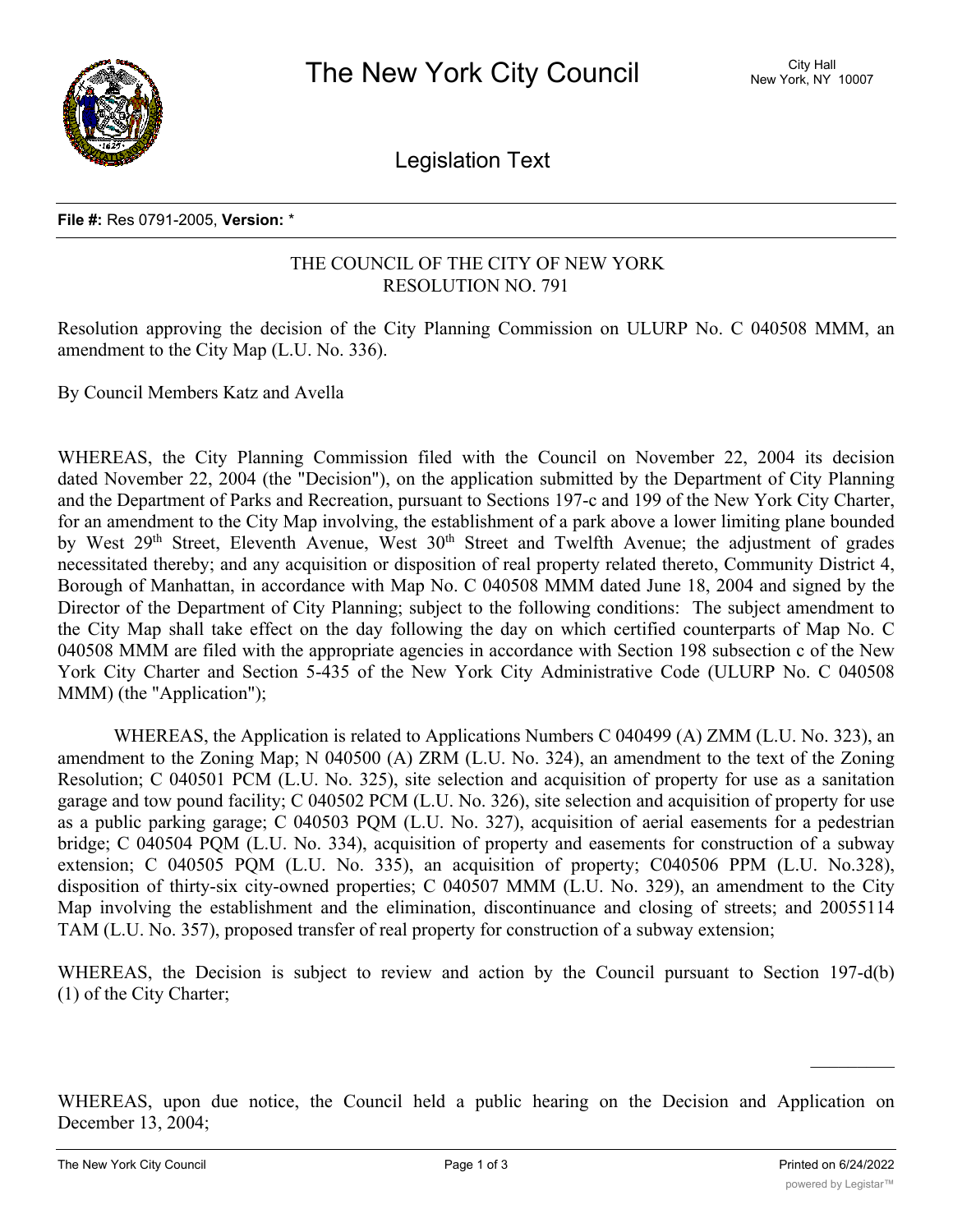**File #:** Res 0791-2005, **Version:** *

THE COUNCIL OF THE CITY OF NEW YORK
RESOLUTION NO. 791

Resolution approving the decision of the City Planning Commission on ULURP No. C 040508 MMM, an amendment to the City Map (L.U. No. 336).

By Council Members Katz and Avella

WHEREAS, the City Planning Commission filed with the Council on November 22, 2004 its decision dated November 22, 2004 (the "Decision"), on the application submitted by the Department of City Planning and the Department of Parks and Recreation, pursuant to Sections 197-c and 199 of the New York City Charter, for an amendment to the City Map involving, the establishment of a park above a lower limiting plane bounded by West 29th Street, Eleventh Avenue, West 30th Street and Twelfth Avenue; the adjustment of grades necessitated thereby; and any acquisition or disposition of real property related thereto, Community District 4, Borough of Manhattan, in accordance with Map No. C 040508 MMM dated June 18, 2004 and signed by the Director of the Department of City Planning; subject to the following conditions: The subject amendment to the City Map shall take effect on the day following the day on which certified counterparts of Map No. C 040508 MMM are filed with the appropriate agencies in accordance with Section 198 subsection c of the New York City Charter and Section 5-435 of the New York City Administrative Code (ULURP No. C 040508 MMM) (the "Application");

WHEREAS, the Application is related to Applications Numbers C 040499 (A) ZMM (L.U. No. 323), an amendment to the Zoning Map; N 040500 (A) ZRM (L.U. No. 324), an amendment to the text of the Zoning Resolution; C 040501 PCM (L.U. No. 325), site selection and acquisition of property for use as a sanitation garage and tow pound facility; C 040502 PCM (L.U. No. 326), site selection and acquisition of property for use as a public parking garage; C 040503 PQM (L.U. No. 327), acquisition of aerial easements for a pedestrian bridge; C 040504 PQM (L.U. No. 334), acquisition of property and easements for construction of a subway extension; C 040505 PQM (L.U. No. 335), an acquisition of property; C040506 PPM (L.U. No.328), disposition of thirty-six city-owned properties; C 040507 MMM (L.U. No. 329), an amendment to the City Map involving the establishment and the elimination, discontinuance and closing of streets; and 20055114 TAM (L.U. No. 357), proposed transfer of real property for construction of a subway extension;

WHEREAS, the Decision is subject to review and action by the Council pursuant to Section 197-d(b)(1) of the City Charter;

WHEREAS, upon due notice, the Council held a public hearing on the Decision and Application on December 13, 2004;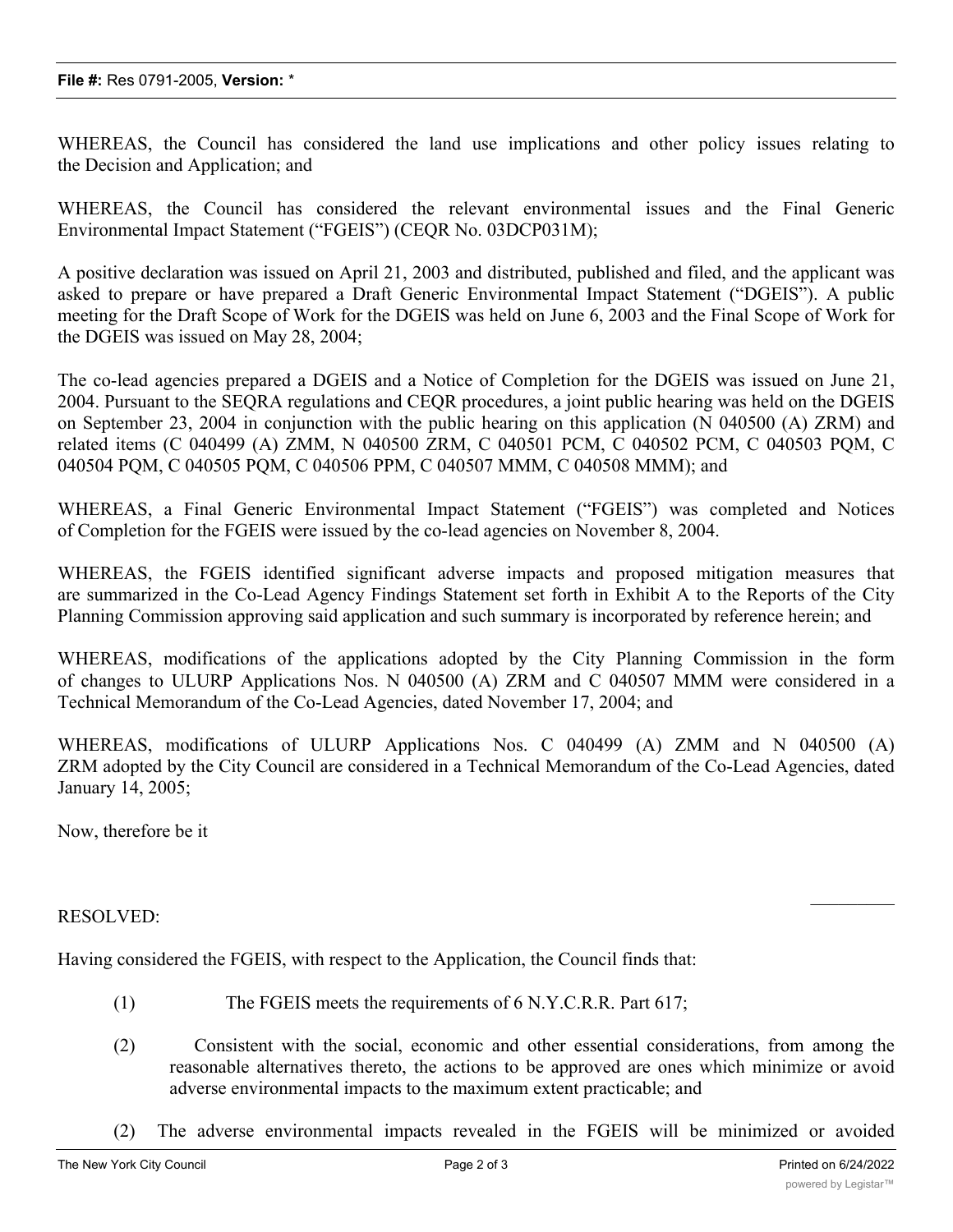WHEREAS, the Council has considered the land use implications and other policy issues relating to the Decision and Application; and

WHEREAS, the Council has considered the relevant environmental issues and the Final Generic Environmental Impact Statement ("FGEIS") (CEQR No. 03DCP031M);

A positive declaration was issued on April 21, 2003 and distributed, published and filed, and the applicant was asked to prepare or have prepared a Draft Generic Environmental Impact Statement ("DGEIS"). A public meeting for the Draft Scope of Work for the DGEIS was held on June 6, 2003 and the Final Scope of Work for the DGEIS was issued on May 28, 2004;

The co-lead agencies prepared a DGEIS and a Notice of Completion for the DGEIS was issued on June 21, 2004. Pursuant to the SEQRA regulations and CEQR procedures, a joint public hearing was held on the DGEIS on September 23, 2004 in conjunction with the public hearing on this application (N 040500 (A) ZRM) and related items (C 040499 (A) ZMM, N 040500 ZRM, C 040501 PCM, C 040502 PCM, C 040503 PQM, C 040504 PQM, C 040505 PQM, C 040506 PPM, C 040507 MMM, C 040508 MMM); and

WHEREAS, a Final Generic Environmental Impact Statement ("FGEIS") was completed and Notices of Completion for the FGEIS were issued by the co-lead agencies on November 8, 2004.

WHEREAS, the FGEIS identified significant adverse impacts and proposed mitigation measures that are summarized in the Co-Lead Agency Findings Statement set forth in Exhibit A to the Reports of the City Planning Commission approving said application and such summary is incorporated by reference herein; and

WHEREAS, modifications of the applications adopted by the City Planning Commission in the form of changes to ULURP Applications Nos. N 040500 (A) ZRM and C 040507 MMM were considered in a Technical Memorandum of the Co-Lead Agencies, dated November 17, 2004; and

WHEREAS, modifications of ULURP Applications Nos. C 040499 (A) ZMM and N 040500 (A) ZRM adopted by the City Council are considered in a Technical Memorandum of the Co-Lead Agencies, dated January 14, 2005;

Now, therefore be it

RESOLVED:

Having considered the FGEIS, with respect to the Application, the Council finds that:

(1) The FGEIS meets the requirements of 6 N.Y.C.R.R. Part 617;

(2) Consistent with the social, economic and other essential considerations, from among the reasonable alternatives thereto, the actions to be approved are ones which minimize or avoid adverse environmental impacts to the maximum extent practicable; and

(2) The adverse environmental impacts revealed in the FGEIS will be minimized or avoided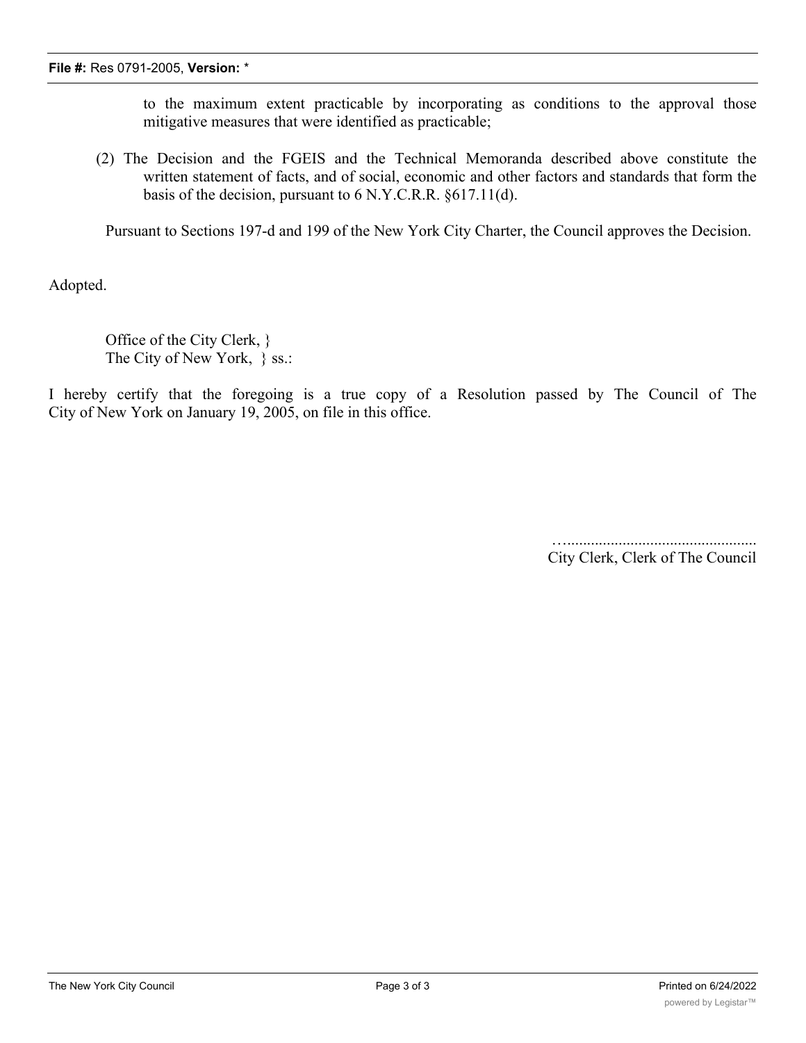to the maximum extent practicable by incorporating as conditions to the approval those mitigative measures that were identified as practicable;

(2) The Decision and the FGEIS and the Technical Memoranda described above constitute the written statement of facts, and of social, economic and other factors and standards that form the basis of the decision, pursuant to 6 N.Y.C.R.R. §617.11(d).

Pursuant to Sections 197-d and 199 of the New York City Charter, the Council approves the Decision.

Adopted.

Office of the City Clerk, }
The City of New York, } ss.:

I hereby certify that the foregoing is a true copy of a Resolution passed by The Council of The City of New York on January 19, 2005, on file in this office.

…..............................................
City Clerk, Clerk of The Council